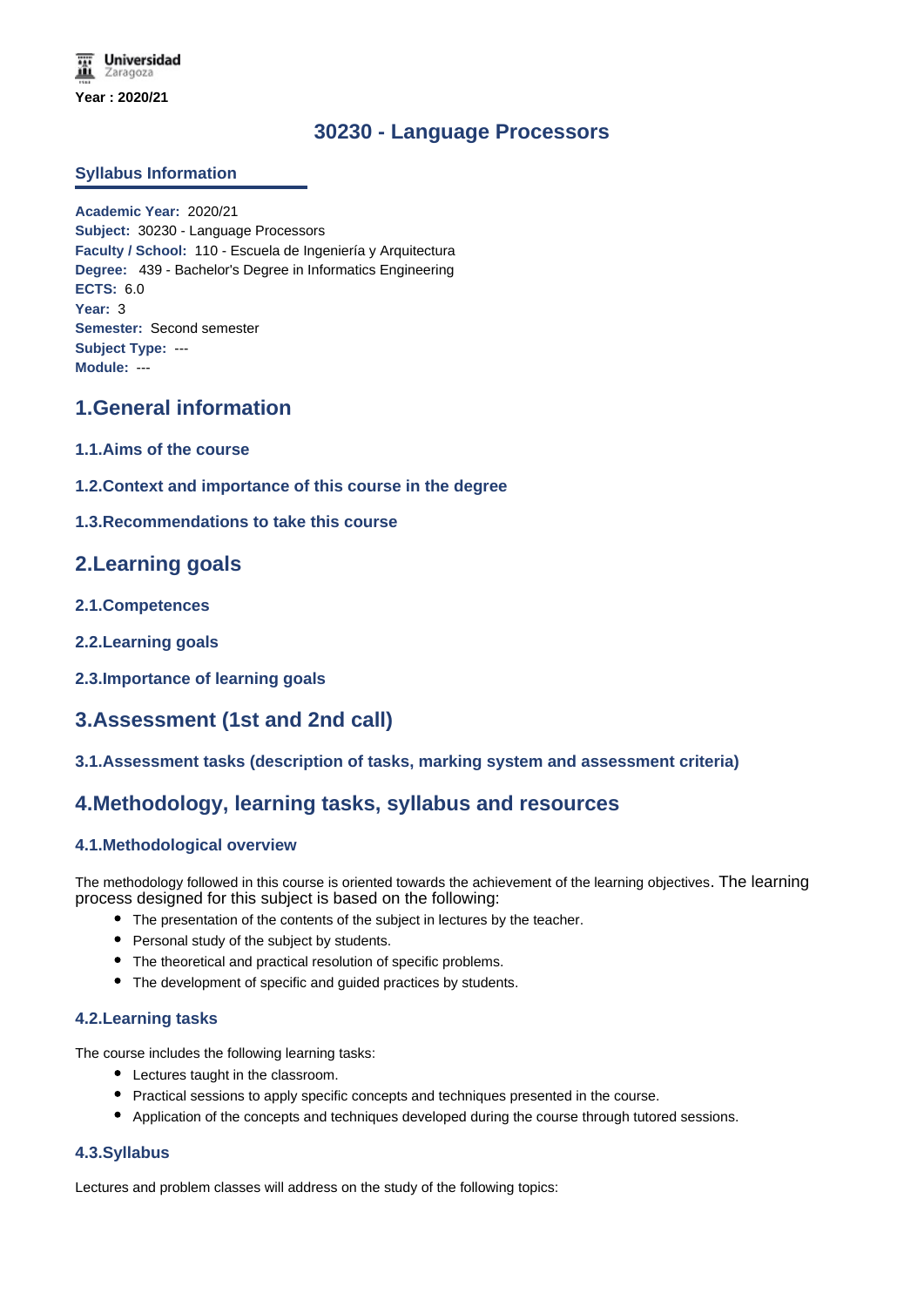Universidad Zaragoza

Year : 2020/21

# 30230 - Language Processors

## Syllabus Information

**Academic Year:** 2020/21
**Subject:** 30230 - Language Processors
**Faculty / School:** 110 - Escuela de Ingeniería y Arquitectura
**Degree:** 439 - Bachelor's Degree in Informatics Engineering
**ECTS:** 6.0
**Year:** 3
**Semester:** Second semester
**Subject Type:** ---
**Module:** ---

## 1.General information

### 1.1.Aims of the course

### 1.2.Context and importance of this course in the degree

### 1.3.Recommendations to take this course

## 2.Learning goals

### 2.1.Competences

### 2.2.Learning goals

### 2.3.Importance of learning goals

## 3.Assessment (1st and 2nd call)

### 3.1.Assessment tasks (description of tasks, marking system and assessment criteria)

## 4.Methodology, learning tasks, syllabus and resources

### 4.1.Methodological overview

The methodology followed in this course is oriented towards the achievement of the learning objectives. The learning process designed for this subject is based on the following:

- The presentation of the contents of the subject in lectures by the teacher.
- Personal study of the subject by students.
- The theoretical and practical resolution of specific problems.
- The development of specific and guided practices by students.

### 4.2.Learning tasks

The course includes the following learning tasks:

- Lectures taught in the classroom.
- Practical sessions to apply specific concepts and techniques presented in the course.
- Application of the concepts and techniques developed during the course through tutored sessions.

### 4.3.Syllabus

Lectures and problem classes will address on the study of the following topics: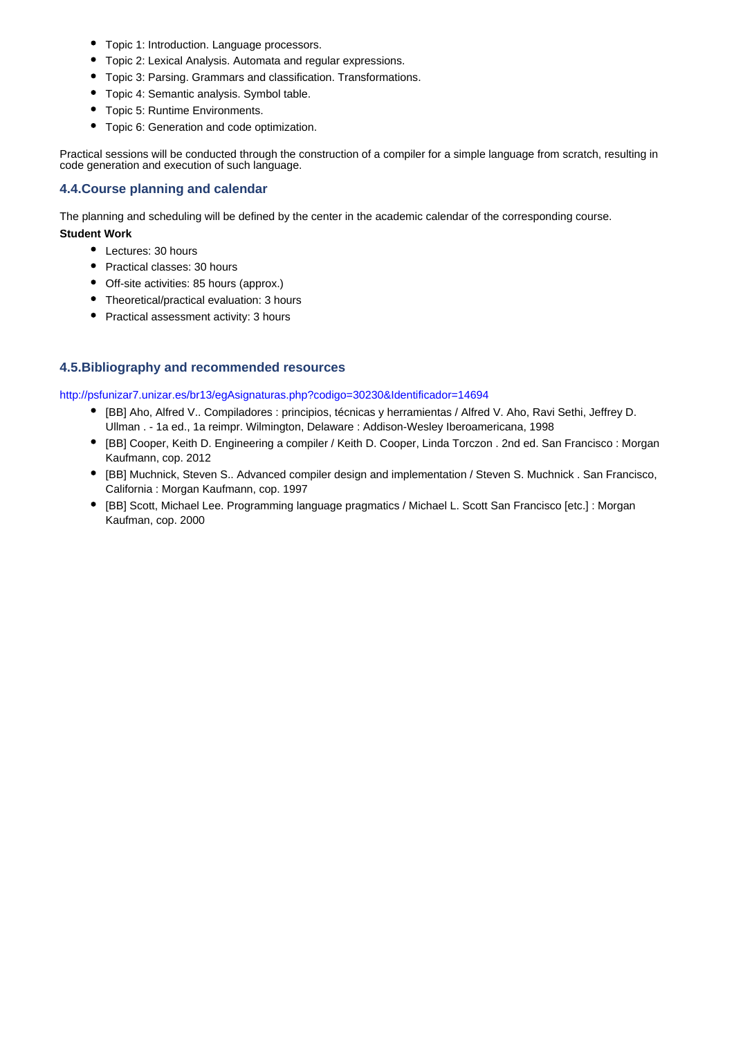- Topic 1: Introduction. Language processors.
- Topic 2: Lexical Analysis. Automata and regular expressions.
- Topic 3: Parsing. Grammars and classification. Transformations.
- Topic 4: Semantic analysis. Symbol table.
- Topic 5: Runtime Environments.
- Topic 6: Generation and code optimization.

Practical sessions will be conducted through the construction of a compiler for a simple language from scratch, resulting in code generation and execution of such language.

### 4.4.Course planning and calendar

The planning and scheduling will be defined by the center in the academic calendar of the corresponding course.

**Student Work**

- Lectures: 30 hours
- Practical classes: 30 hours
- Off-site activities: 85 hours (approx.)
- Theoretical/practical evaluation: 3 hours
- Practical assessment activity: 3 hours

### 4.5.Bibliography and recommended resources

http://psfunizar7.unizar.es/br13/egAsignaturas.php?codigo=30230&Identificador=14694

- [BB] Aho, Alfred V.. Compiladores : principios, técnicas y herramientas / Alfred V. Aho, Ravi Sethi, Jeffrey D. Ullman . - 1a ed., 1a reimpr. Wilmington, Delaware : Addison-Wesley Iberoamericana, 1998
- [BB] Cooper, Keith D. Engineering a compiler / Keith D. Cooper, Linda Torczon . 2nd ed. San Francisco : Morgan Kaufmann, cop. 2012
- [BB] Muchnick, Steven S.. Advanced compiler design and implementation / Steven S. Muchnick . San Francisco, California : Morgan Kaufmann, cop. 1997
- [BB] Scott, Michael Lee. Programming language pragmatics / Michael L. Scott San Francisco [etc.] : Morgan Kaufman, cop. 2000